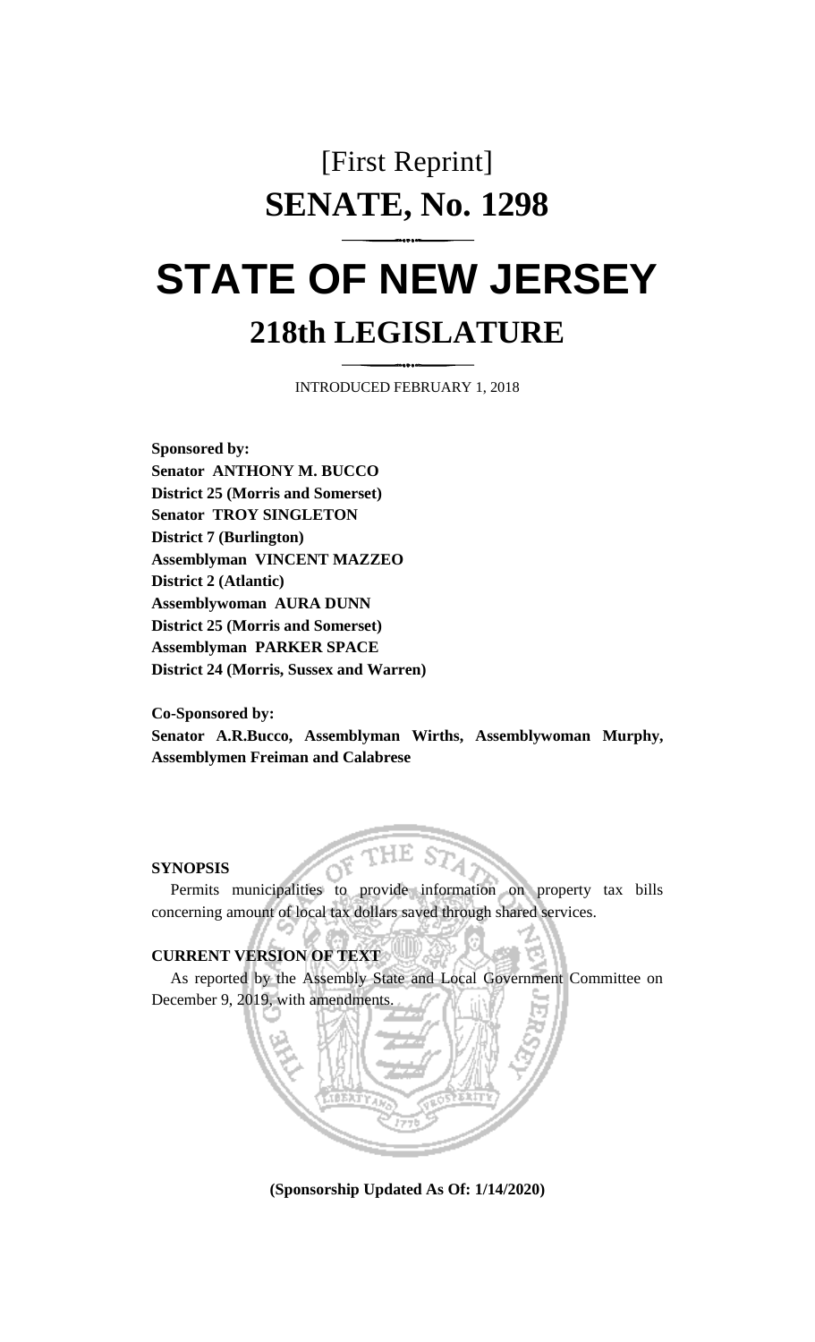# [First Reprint]
# SENATE, No. 1298

# STATE OF NEW JERSEY
## 218th LEGISLATURE

INTRODUCED FEBRUARY 1, 2018

**Sponsored by:**
**Senator ANTHONY M. BUCCO**
**District 25 (Morris and Somerset)**
**Senator TROY SINGLETON**
**District 7 (Burlington)**
**Assemblyman VINCENT MAZZEO**
**District 2 (Atlantic)**
**Assemblywoman AURA DUNN**
**District 25 (Morris and Somerset)**
**Assemblyman PARKER SPACE**
**District 24 (Morris, Sussex and Warren)**

**Co-Sponsored by:**
**Senator A.R.Bucco, Assemblyman Wirths, Assemblywoman Murphy, Assemblymen Freiman and Calabrese**

**SYNOPSIS**

Permits municipalities to provide information on property tax bills concerning amount of local tax dollars saved through shared services.

**CURRENT VERSION OF TEXT**

As reported by the Assembly State and Local Government Committee on December 9, 2019, with amendments.

**(Sponsorship Updated As Of: 1/14/2020)**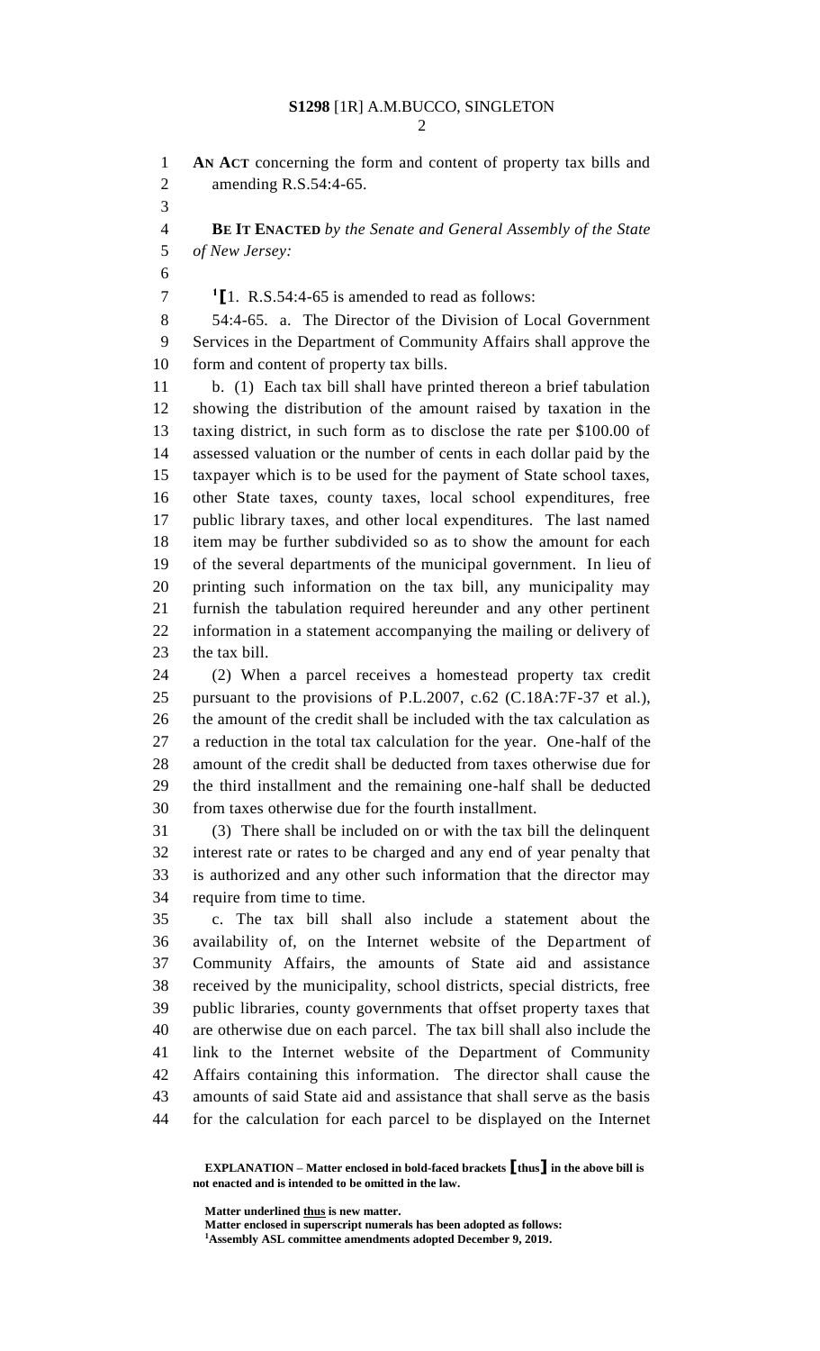**S1298** [1R] A.M.BUCCO, SINGLETON

**AN ACT** concerning the form and content of property tax bills and amending R.S.54:4-65.

**BE IT ENACTED** *by the Senate and General Assembly of the State of New Jersey:*

[1]**[**1. R.S.54:4-65 is amended to read as follows:

54:4-65. a. The Director of the Division of Local Government Services in the Department of Community Affairs shall approve the form and content of property tax bills.

b. (1) Each tax bill shall have printed thereon a brief tabulation showing the distribution of the amount raised by taxation in the taxing district, in such form as to disclose the rate per $100.00 of assessed valuation or the number of cents in each dollar paid by the taxpayer which is to be used for the payment of State school taxes, other State taxes, county taxes, local school expenditures, free public library taxes, and other local expenditures. The last named item may be further subdivided so as to show the amount for each of the several departments of the municipal government. In lieu of printing such information on the tax bill, any municipality may furnish the tabulation required hereunder and any other pertinent information in a statement accompanying the mailing or delivery of the tax bill.

(2) When a parcel receives a homestead property tax credit pursuant to the provisions of P.L.2007, c.62 (C.18A:7F-37 et al.), the amount of the credit shall be included with the tax calculation as a reduction in the total tax calculation for the year. One-half of the amount of the credit shall be deducted from taxes otherwise due for the third installment and the remaining one-half shall be deducted from taxes otherwise due for the fourth installment.

(3) There shall be included on or with the tax bill the delinquent interest rate or rates to be charged and any end of year penalty that is authorized and any other such information that the director may require from time to time.

c. The tax bill shall also include a statement about the availability of, on the Internet website of the Department of Community Affairs, the amounts of State aid and assistance received by the municipality, school districts, special districts, free public libraries, county governments that offset property taxes that are otherwise due on each parcel. The tax bill shall also include the link to the Internet website of the Department of Community Affairs containing this information. The director shall cause the amounts of said State aid and assistance that shall serve as the basis for the calculation for each parcel to be displayed on the Internet

**EXPLANATION – Matter enclosed in bold-faced brackets [thus] in the above bill is not enacted and is intended to be omitted in the law.**

**Matter underlined thus is new matter.**
**Matter enclosed in superscript numerals has been adopted as follows:**
[1]**Assembly ASL committee amendments adopted December 9, 2019.**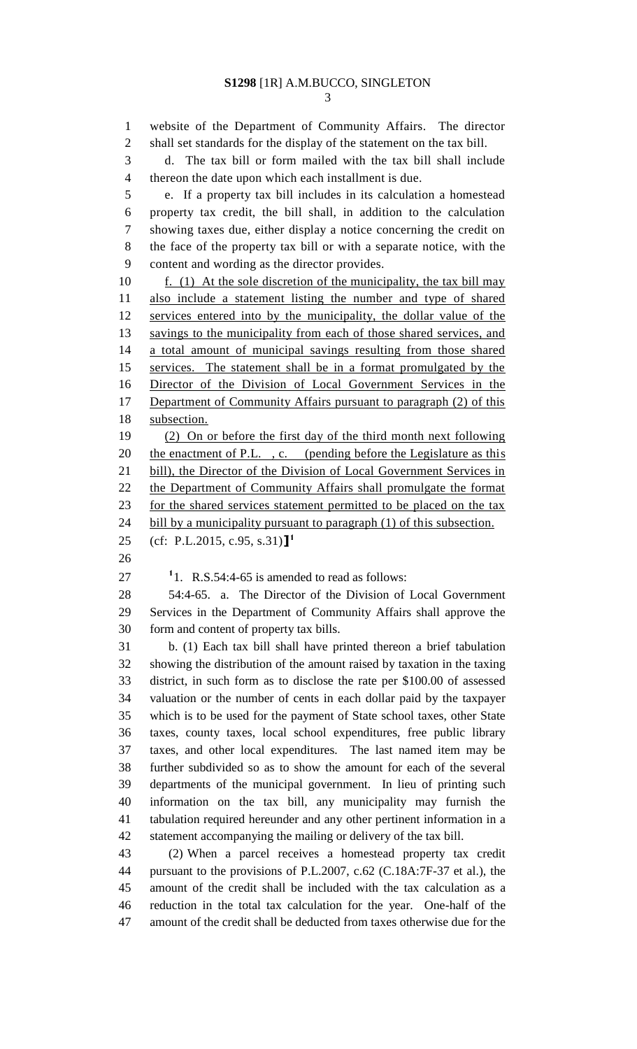website of the Department of Community Affairs. The director shall set standards for the display of the statement on the tax bill.

d. The tax bill or form mailed with the tax bill shall include thereon the date upon which each installment is due.

e. If a property tax bill includes in its calculation a homestead property tax credit, the bill shall, in addition to the calculation showing taxes due, either display a notice concerning the credit on the face of the property tax bill or with a separate notice, with the content and wording as the director provides.

<u>f. (1) At the sole discretion of the municipality, the tax bill may also include a statement listing the number and type of shared services entered into by the municipality, the dollar value of the savings to the municipality from each of those shared services, and a total amount of municipal savings resulting from those shared services. The statement shall be in a format promulgated by the Director of the Division of Local Government Services in the Department of Community Affairs pursuant to paragraph (2) of this subsection.</u>

<u>(2) On or before the first day of the third month next following the enactment of P.L. , c. (pending before the Legislature as this bill), the Director of the Division of Local Government Services in the Department of Community Affairs shall promulgate the format for the shared services statement permitted to be placed on the tax bill by a municipality pursuant to paragraph (1) of this subsection.</u>

(cf: P.L.2015, c.95, s.31)]][1]

[1]1. R.S.54:4-65 is amended to read as follows:

54:4-65. a. The Director of the Division of Local Government Services in the Department of Community Affairs shall approve the form and content of property tax bills.

b. (1) Each tax bill shall have printed thereon a brief tabulation showing the distribution of the amount raised by taxation in the taxing district, in such form as to disclose the rate per $100.00 of assessed valuation or the number of cents in each dollar paid by the taxpayer which is to be used for the payment of State school taxes, other State taxes, county taxes, local school expenditures, free public library taxes, and other local expenditures. The last named item may be further subdivided so as to show the amount for each of the several departments of the municipal government. In lieu of printing such information on the tax bill, any municipality may furnish the tabulation required hereunder and any other pertinent information in a statement accompanying the mailing or delivery of the tax bill.

(2) When a parcel receives a homestead property tax credit pursuant to the provisions of P.L.2007, c.62 (C.18A:7F-37 et al.), the amount of the credit shall be included with the tax calculation as a reduction in the total tax calculation for the year. One-half of the amount of the credit shall be deducted from taxes otherwise due for the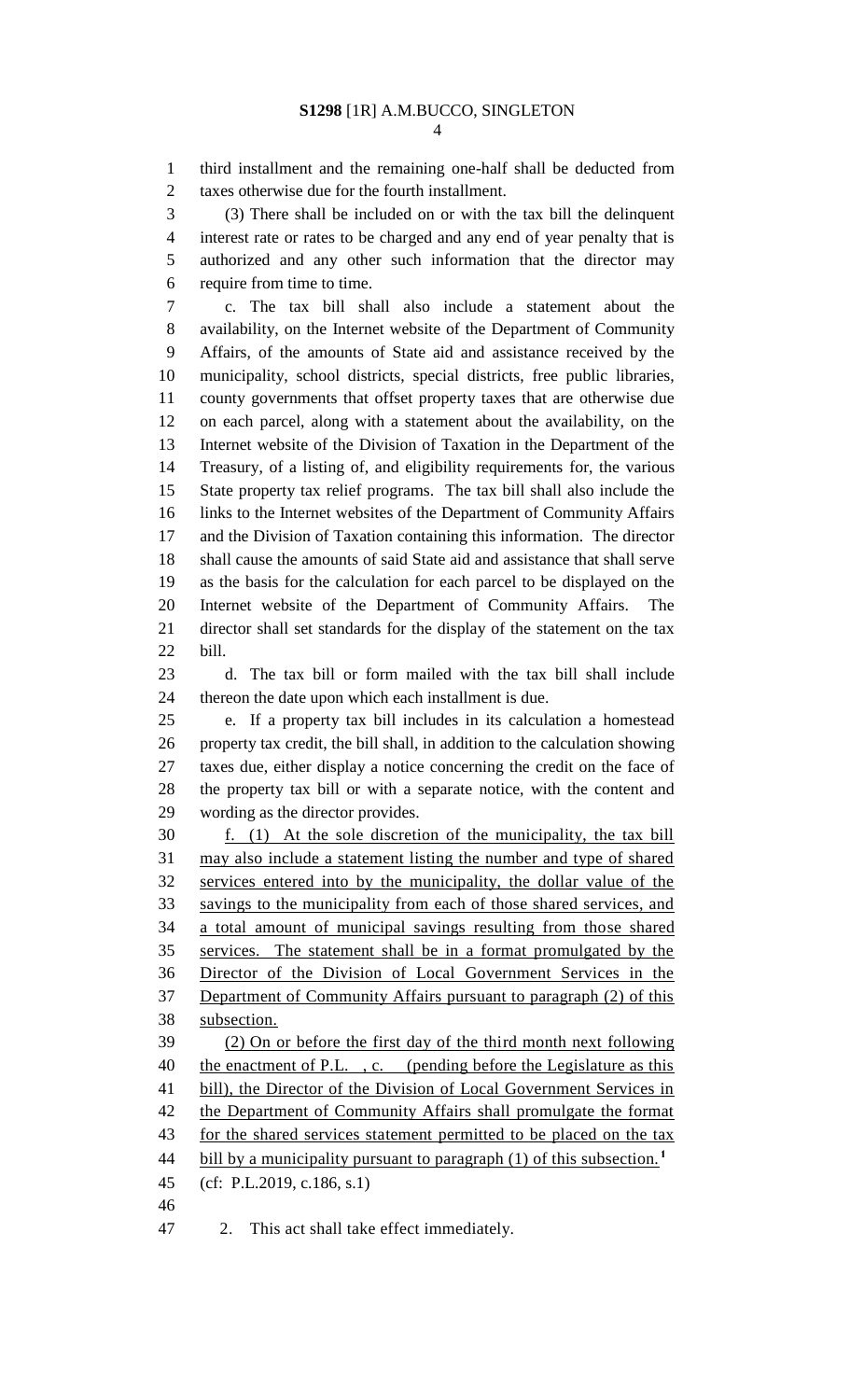third installment and the remaining one-half shall be deducted from taxes otherwise due for the fourth installment.

(3) There shall be included on or with the tax bill the delinquent interest rate or rates to be charged and any end of year penalty that is authorized and any other such information that the director may require from time to time.

c. The tax bill shall also include a statement about the availability, on the Internet website of the Department of Community Affairs, of the amounts of State aid and assistance received by the municipality, school districts, special districts, free public libraries, county governments that offset property taxes that are otherwise due on each parcel, along with a statement about the availability, on the Internet website of the Division of Taxation in the Department of the Treasury, of a listing of, and eligibility requirements for, the various State property tax relief programs. The tax bill shall also include the links to the Internet websites of the Department of Community Affairs and the Division of Taxation containing this information. The director shall cause the amounts of said State aid and assistance that shall serve as the basis for the calculation for each parcel to be displayed on the Internet website of the Department of Community Affairs. The director shall set standards for the display of the statement on the tax bill.

d. The tax bill or form mailed with the tax bill shall include thereon the date upon which each installment is due.

e. If a property tax bill includes in its calculation a homestead property tax credit, the bill shall, in addition to the calculation showing taxes due, either display a notice concerning the credit on the face of the property tax bill or with a separate notice, with the content and wording as the director provides.

f. (1) At the sole discretion of the municipality, the tax bill may also include a statement listing the number and type of shared services entered into by the municipality, the dollar value of the savings to the municipality from each of those shared services, and a total amount of municipal savings resulting from those shared services. The statement shall be in a format promulgated by the Director of the Division of Local Government Services in the Department of Community Affairs pursuant to paragraph (2) of this subsection.

(2) On or before the first day of the third month next following the enactment of P.L. , c. (pending before the Legislature as this bill), the Director of the Division of Local Government Services in the Department of Community Affairs shall promulgate the format for the shared services statement permitted to be placed on the tax bill by a municipality pursuant to paragraph (1) of this subsection.[1]

(cf: P.L.2019, c.186, s.1)

2. This act shall take effect immediately.